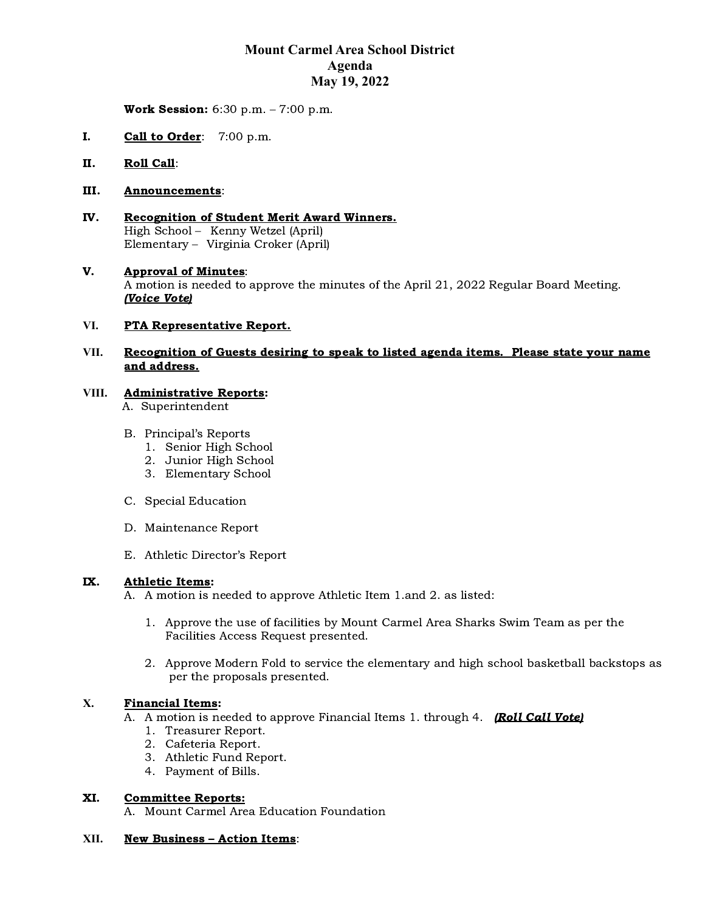# Mount Carmel Area School District
## Agenda
## May 19, 2022

**Work Session:** 6:30 p.m. – 7:00 p.m.

**I. <u>Call to Order</u>:** 7:00 p.m.

**II. <u>Roll Call</u>:**

**III. <u>Announcements</u>:**

**IV. <u>Recognition of Student Merit Award Winners.</u>**
High School – Kenny Wetzel (April)
Elementary – Virginia Croker (April)

**V. <u>Approval of Minutes</u>:**
A motion is needed to approve the minutes of the April 21, 2022 Regular Board Meeting.
***<u>(Voice Vote)</u>***

**VI. <u>PTA Representative Report.</u>**

**VII. <u>Recognition of Guests desiring to speak to listed agenda items. Please state your name and address.</u>**

**VIII. <u>Administrative Reports</u>:**

A. Superintendent

B. Principal's Reports
   1. Senior High School
   2. Junior High School
   3. Elementary School

C. Special Education

D. Maintenance Report

E. Athletic Director's Report

**IX. <u>Athletic Items</u>:**

A. A motion is needed to approve Athletic Item 1.and 2. as listed:

   1. Approve the use of facilities by Mount Carmel Area Sharks Swim Team as per the Facilities Access Request presented.

   2. Approve Modern Fold to service the elementary and high school basketball backstops as per the proposals presented.

**X. <u>Financial Items</u>:**

A. A motion is needed to approve Financial Items 1. through 4. ***<u>(Roll Call Vote)</u>***
   1. Treasurer Report.
   2. Cafeteria Report.
   3. Athletic Fund Report.
   4. Payment of Bills.

**XI. <u>Committee Reports:</u>**

A. Mount Carmel Area Education Foundation

**XII. <u>New Business – Action Items</u>:**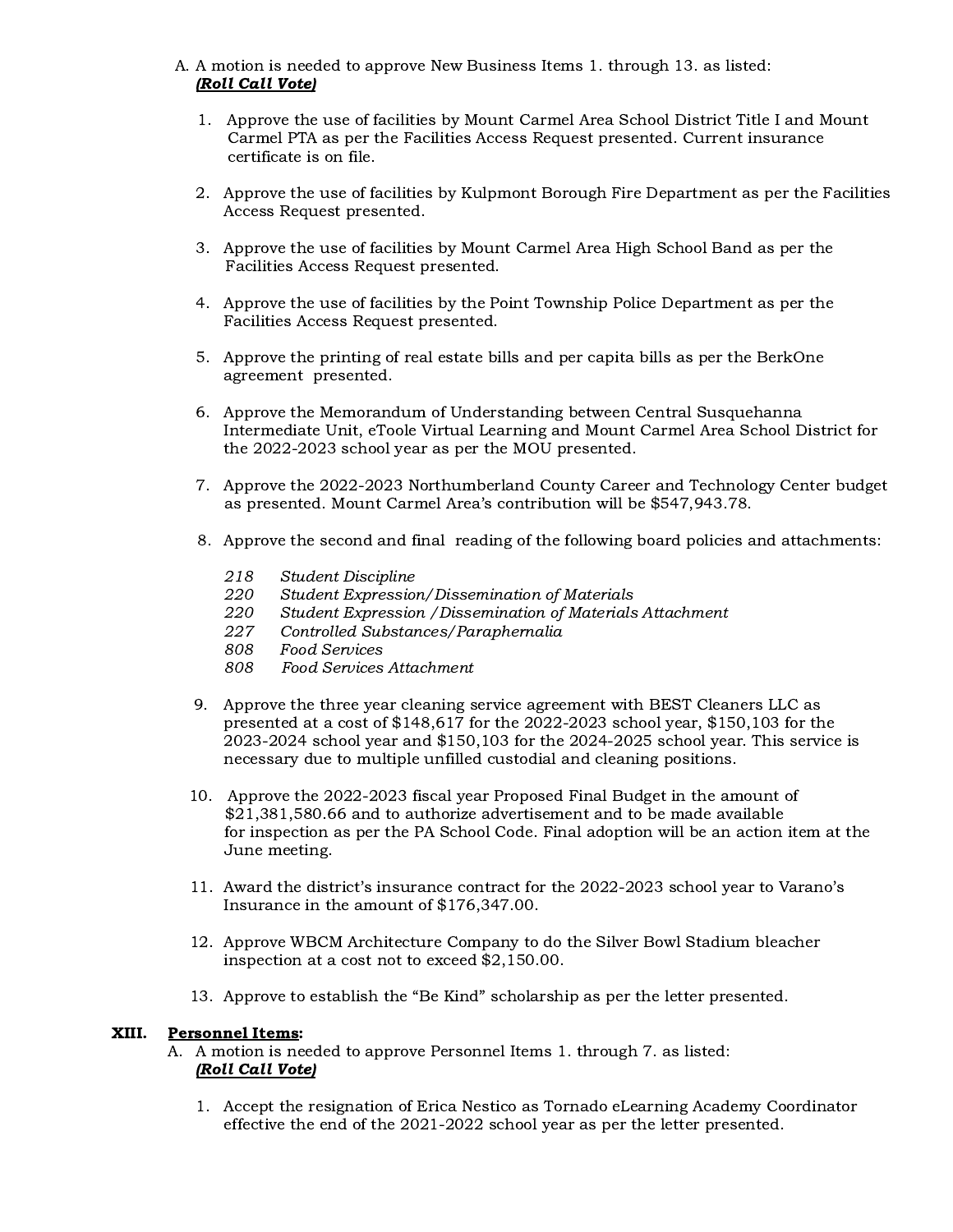A. A motion is needed to approve New Business Items 1. through 13. as listed: ***(Roll Call Vote)***

1. Approve the use of facilities by Mount Carmel Area School District Title I and Mount Carmel PTA as per the Facilities Access Request presented. Current insurance certificate is on file.

2. Approve the use of facilities by Kulpmont Borough Fire Department as per the Facilities Access Request presented.

3. Approve the use of facilities by Mount Carmel Area High School Band as per the Facilities Access Request presented.

4. Approve the use of facilities by the Point Township Police Department as per the Facilities Access Request presented.

5. Approve the printing of real estate bills and per capita bills as per the BerkOne agreement presented.

6. Approve the Memorandum of Understanding between Central Susquehanna Intermediate Unit, eToole Virtual Learning and Mount Carmel Area School District for the 2022-2023 school year as per the MOU presented.

7. Approve the 2022-2023 Northumberland County Career and Technology Center budget as presented. Mount Carmel Area's contribution will be $547,943.78.

8. Approve the second and final reading of the following board policies and attachments:

   *218 Student Discipline*
   *220 Student Expression/Dissemination of Materials*
   *220 Student Expression /Dissemination of Materials Attachment*
   *227 Controlled Substances/Paraphernalia*
   *808 Food Services*
   *808 Food Services Attachment*

9. Approve the three year cleaning service agreement with BEST Cleaners LLC as presented at a cost of $148,617 for the 2022-2023 school year, $150,103 for the 2023-2024 school year and $150,103 for the 2024-2025 school year. This service is necessary due to multiple unfilled custodial and cleaning positions.

10. Approve the 2022-2023 fiscal year Proposed Final Budget in the amount of $21,381,580.66 and to authorize advertisement and to be made available for inspection as per the PA School Code. Final adoption will be an action item at the June meeting.

11. Award the district's insurance contract for the 2022-2023 school year to Varano's Insurance in the amount of $176,347.00.

12. Approve WBCM Architecture Company to do the Silver Bowl Stadium bleacher inspection at a cost not to exceed $2,150.00.

13. Approve to establish the "Be Kind" scholarship as per the letter presented.

## XIII. Personnel Items:

A. A motion is needed to approve Personnel Items 1. through 7. as listed: ***(Roll Call Vote)***

1. Accept the resignation of Erica Nestico as Tornado eLearning Academy Coordinator effective the end of the 2021-2022 school year as per the letter presented.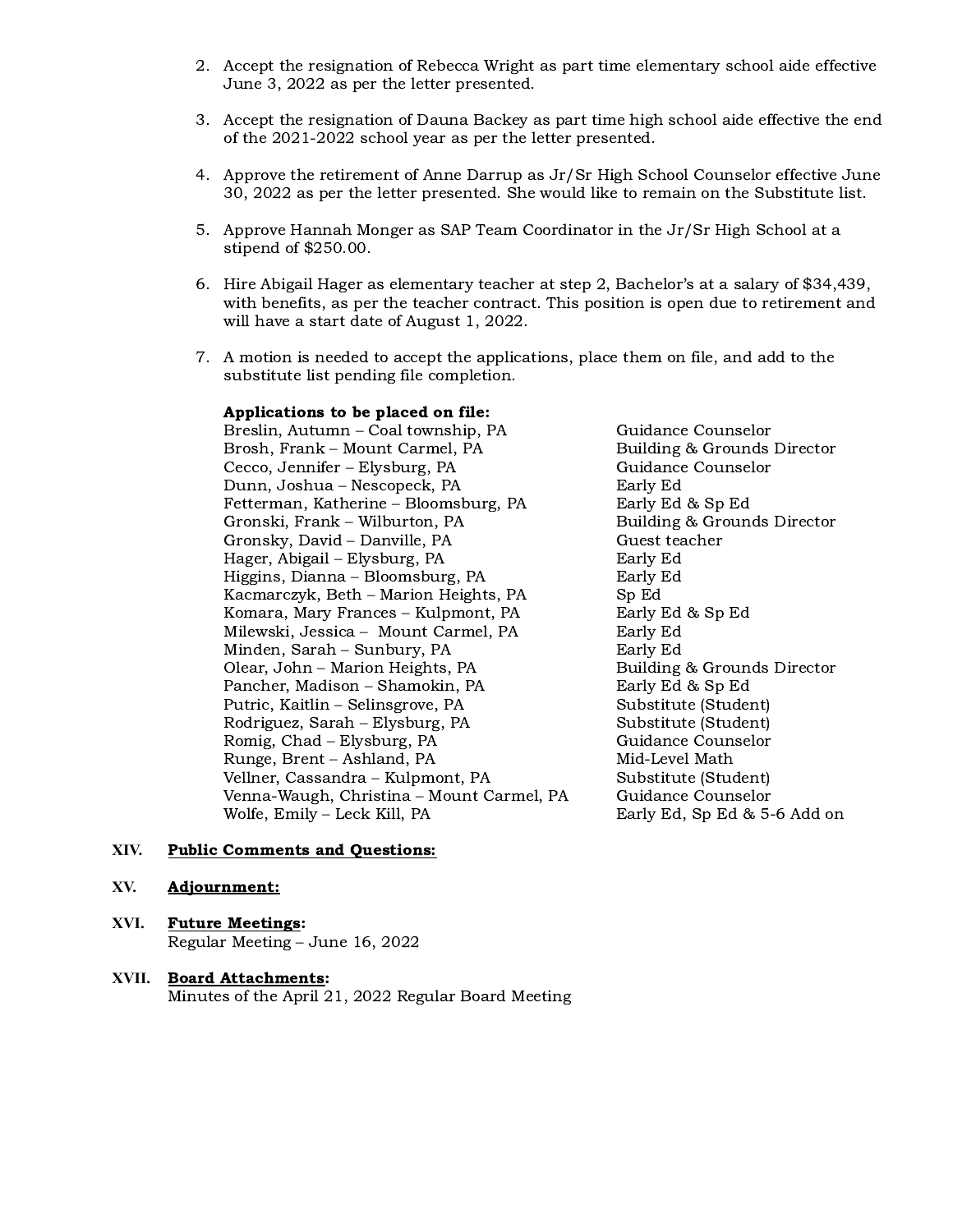2. Accept the resignation of Rebecca Wright as part time elementary school aide effective June 3, 2022 as per the letter presented.

3. Accept the resignation of Dauna Backey as part time high school aide effective the end of the 2021-2022 school year as per the letter presented.

4. Approve the retirement of Anne Darrup as Jr/Sr High School Counselor effective June 30, 2022 as per the letter presented. She would like to remain on the Substitute list.

5. Approve Hannah Monger as SAP Team Coordinator in the Jr/Sr High School at a stipend of $250.00.

6. Hire Abigail Hager as elementary teacher at step 2, Bachelor's at a salary of $34,439, with benefits, as per the teacher contract. This position is open due to retirement and will have a start date of August 1, 2022.

7. A motion is needed to accept the applications, place them on file, and add to the substitute list pending file completion.

**Applications to be placed on file:**

| | |
|---|---|
| Breslin, Autumn – Coal township, PA | Guidance Counselor |
| Brosh, Frank – Mount Carmel, PA | Building & Grounds Director |
| Cecco, Jennifer – Elysburg, PA | Guidance Counselor |
| Dunn, Joshua – Nescopeck, PA | Early Ed |
| Fetterman, Katherine – Bloomsburg, PA | Early Ed & Sp Ed |
| Gronski, Frank – Wilburton, PA | Building & Grounds Director |
| Gronsky, David – Danville, PA | Guest teacher |
| Hager, Abigail – Elysburg, PA | Early Ed |
| Higgins, Dianna – Bloomsburg, PA | Early Ed |
| Kacmarczyk, Beth – Marion Heights, PA | Sp Ed |
| Komara, Mary Frances – Kulpmont, PA | Early Ed & Sp Ed |
| Milewski, Jessica – Mount Carmel, PA | Early Ed |
| Minden, Sarah – Sunbury, PA | Early Ed |
| Olear, John – Marion Heights, PA | Building & Grounds Director |
| Pancher, Madison – Shamokin, PA | Early Ed & Sp Ed |
| Putric, Kaitlin – Selinsgrove, PA | Substitute (Student) |
| Rodriguez, Sarah – Elysburg, PA | Substitute (Student) |
| Romig, Chad – Elysburg, PA | Guidance Counselor |
| Runge, Brent – Ashland, PA | Mid-Level Math |
| Vellner, Cassandra – Kulpmont, PA | Substitute (Student) |
| Venna-Waugh, Christina – Mount Carmel, PA | Guidance Counselor |
| Wolfe, Emily – Leck Kill, PA | Early Ed, Sp Ed & 5-6 Add on |

**XIV. Public Comments and Questions:**

**XV. Adjournment:**

**XVI. Future Meetings:**
Regular Meeting – June 16, 2022

**XVII. Board Attachments:**
Minutes of the April 21, 2022 Regular Board Meeting